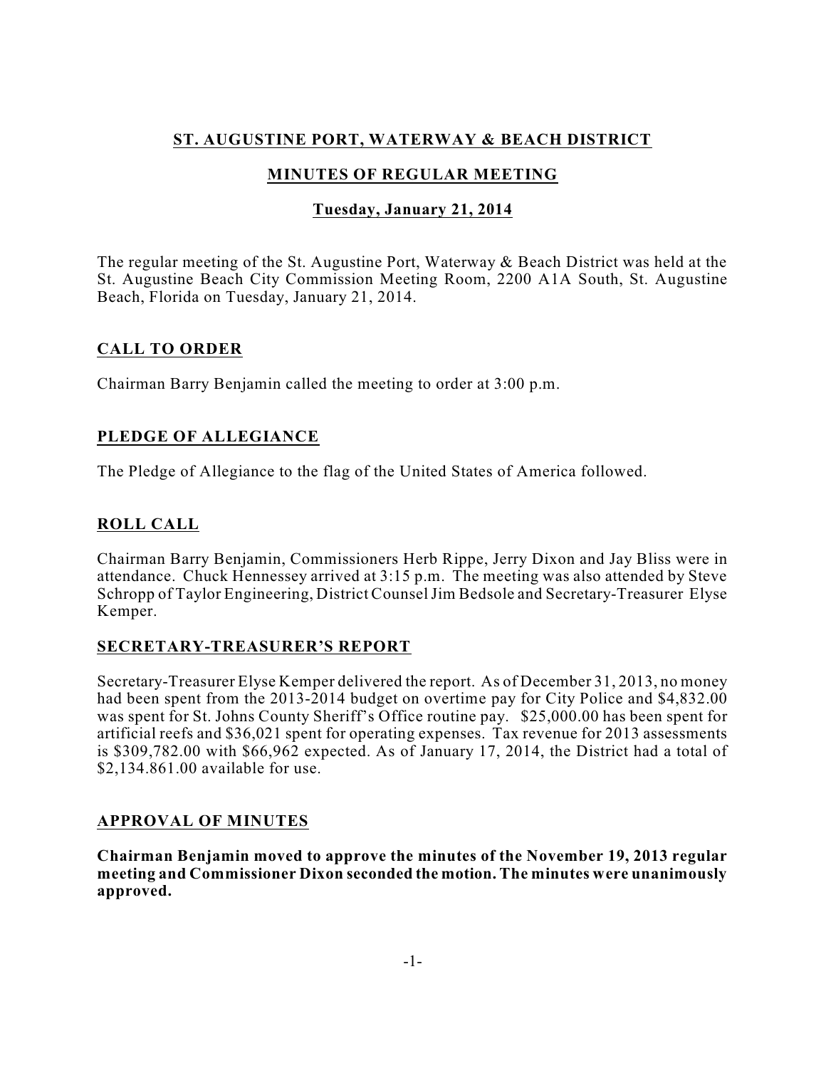# ST. AUGUSTINE PORT, WATERWAY & BEACH DISTRICT

## MINUTES OF REGULAR MEETING

### Tuesday, January 21, 2014

The regular meeting of the St. Augustine Port, Waterway & Beach District was held at the St. Augustine Beach City Commission Meeting Room, 2200 A1A South, St. Augustine Beach, Florida on Tuesday, January 21, 2014.

## CALL TO ORDER

Chairman Barry Benjamin called the meeting to order at 3:00 p.m.

## PLEDGE OF ALLEGIANCE

The Pledge of Allegiance to the flag of the United States of America followed.

## ROLL CALL

Chairman Barry Benjamin, Commissioners Herb Rippe, Jerry Dixon and Jay Bliss were in attendance. Chuck Hennessey arrived at 3:15 p.m. The meeting was also attended by Steve Schropp of Taylor Engineering, District Counsel Jim Bedsole and Secretary-Treasurer Elyse Kemper.

## SECRETARY-TREASURER'S REPORT

Secretary-Treasurer Elyse Kemper delivered the report. As of December 31, 2013, no money had been spent from the 2013-2014 budget on overtime pay for City Police and $4,832.00 was spent for St. Johns County Sheriff's Office routine pay. $25,000.00 has been spent for artificial reefs and $36,021 spent for operating expenses. Tax revenue for 2013 assessments is $309,782.00 with $66,962 expected. As of January 17, 2014, the District had a total of $2,134.861.00 available for use.

## APPROVAL OF MINUTES

**Chairman Benjamin moved to approve the minutes of the November 19, 2013 regular meeting and Commissioner Dixon seconded the motion. The minutes were unanimously approved.**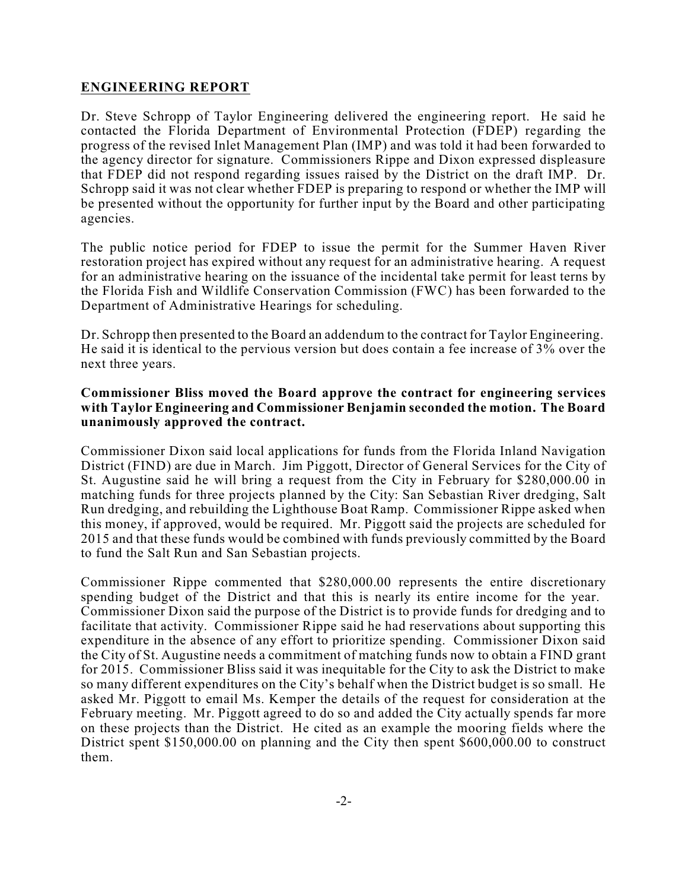## ENGINEERING REPORT

Dr. Steve Schropp of Taylor Engineering delivered the engineering report. He said he contacted the Florida Department of Environmental Protection (FDEP) regarding the progress of the revised Inlet Management Plan (IMP) and was told it had been forwarded to the agency director for signature. Commissioners Rippe and Dixon expressed displeasure that FDEP did not respond regarding issues raised by the District on the draft IMP. Dr. Schropp said it was not clear whether FDEP is preparing to respond or whether the IMP will be presented without the opportunity for further input by the Board and other participating agencies.

The public notice period for FDEP to issue the permit for the Summer Haven River restoration project has expired without any request for an administrative hearing. A request for an administrative hearing on the issuance of the incidental take permit for least terns by the Florida Fish and Wildlife Conservation Commission (FWC) has been forwarded to the Department of Administrative Hearings for scheduling.

Dr. Schropp then presented to the Board an addendum to the contract for Taylor Engineering. He said it is identical to the pervious version but does contain a fee increase of 3% over the next three years.

**Commissioner Bliss moved the Board approve the contract for engineering services with Taylor Engineering and Commissioner Benjamin seconded the motion. The Board unanimously approved the contract.**

Commissioner Dixon said local applications for funds from the Florida Inland Navigation District (FIND) are due in March. Jim Piggott, Director of General Services for the City of St. Augustine said he will bring a request from the City in February for $280,000.00 in matching funds for three projects planned by the City: San Sebastian River dredging, Salt Run dredging, and rebuilding the Lighthouse Boat Ramp. Commissioner Rippe asked when this money, if approved, would be required. Mr. Piggott said the projects are scheduled for 2015 and that these funds would be combined with funds previously committed by the Board to fund the Salt Run and San Sebastian projects.

Commissioner Rippe commented that $280,000.00 represents the entire discretionary spending budget of the District and that this is nearly its entire income for the year. Commissioner Dixon said the purpose of the District is to provide funds for dredging and to facilitate that activity. Commissioner Rippe said he had reservations about supporting this expenditure in the absence of any effort to prioritize spending. Commissioner Dixon said the City of St. Augustine needs a commitment of matching funds now to obtain a FIND grant for 2015. Commissioner Bliss said it was inequitable for the City to ask the District to make so many different expenditures on the City's behalf when the District budget is so small. He asked Mr. Piggott to email Ms. Kemper the details of the request for consideration at the February meeting. Mr. Piggott agreed to do so and added the City actually spends far more on these projects than the District. He cited as an example the mooring fields where the District spent $150,000.00 on planning and the City then spent $600,000.00 to construct them.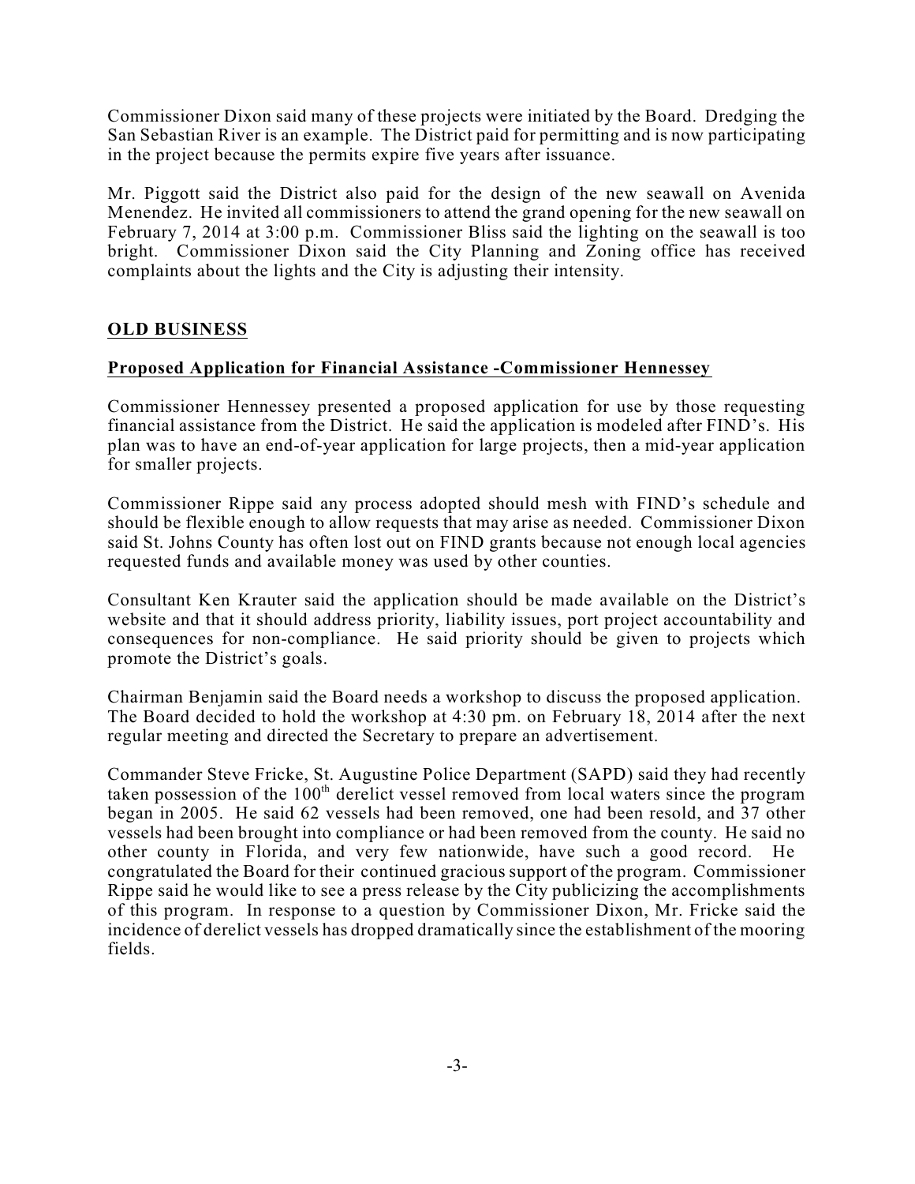Commissioner Dixon said many of these projects were initiated by the Board. Dredging the San Sebastian River is an example. The District paid for permitting and is now participating in the project because the permits expire five years after issuance.

Mr. Piggott said the District also paid for the design of the new seawall on Avenida Menendez. He invited all commissioners to attend the grand opening for the new seawall on February 7, 2014 at 3:00 p.m. Commissioner Bliss said the lighting on the seawall is too bright. Commissioner Dixon said the City Planning and Zoning office has received complaints about the lights and the City is adjusting their intensity.

## OLD BUSINESS

### Proposed Application for Financial Assistance -Commissioner Hennessey

Commissioner Hennessey presented a proposed application for use by those requesting financial assistance from the District. He said the application is modeled after FIND's. His plan was to have an end-of-year application for large projects, then a mid-year application for smaller projects.

Commissioner Rippe said any process adopted should mesh with FIND's schedule and should be flexible enough to allow requests that may arise as needed. Commissioner Dixon said St. Johns County has often lost out on FIND grants because not enough local agencies requested funds and available money was used by other counties.

Consultant Ken Krauter said the application should be made available on the District's website and that it should address priority, liability issues, port project accountability and consequences for non-compliance. He said priority should be given to projects which promote the District's goals.

Chairman Benjamin said the Board needs a workshop to discuss the proposed application. The Board decided to hold the workshop at 4:30 pm. on February 18, 2014 after the next regular meeting and directed the Secretary to prepare an advertisement.

Commander Steve Fricke, St. Augustine Police Department (SAPD) said they had recently taken possession of the 100th derelict vessel removed from local waters since the program began in 2005. He said 62 vessels had been removed, one had been resold, and 37 other vessels had been brought into compliance or had been removed from the county. He said no other county in Florida, and very few nationwide, have such a good record. He congratulated the Board for their continued gracious support of the program. Commissioner Rippe said he would like to see a press release by the City publicizing the accomplishments of this program. In response to a question by Commissioner Dixon, Mr. Fricke said the incidence of derelict vessels has dropped dramatically since the establishment of the mooring fields.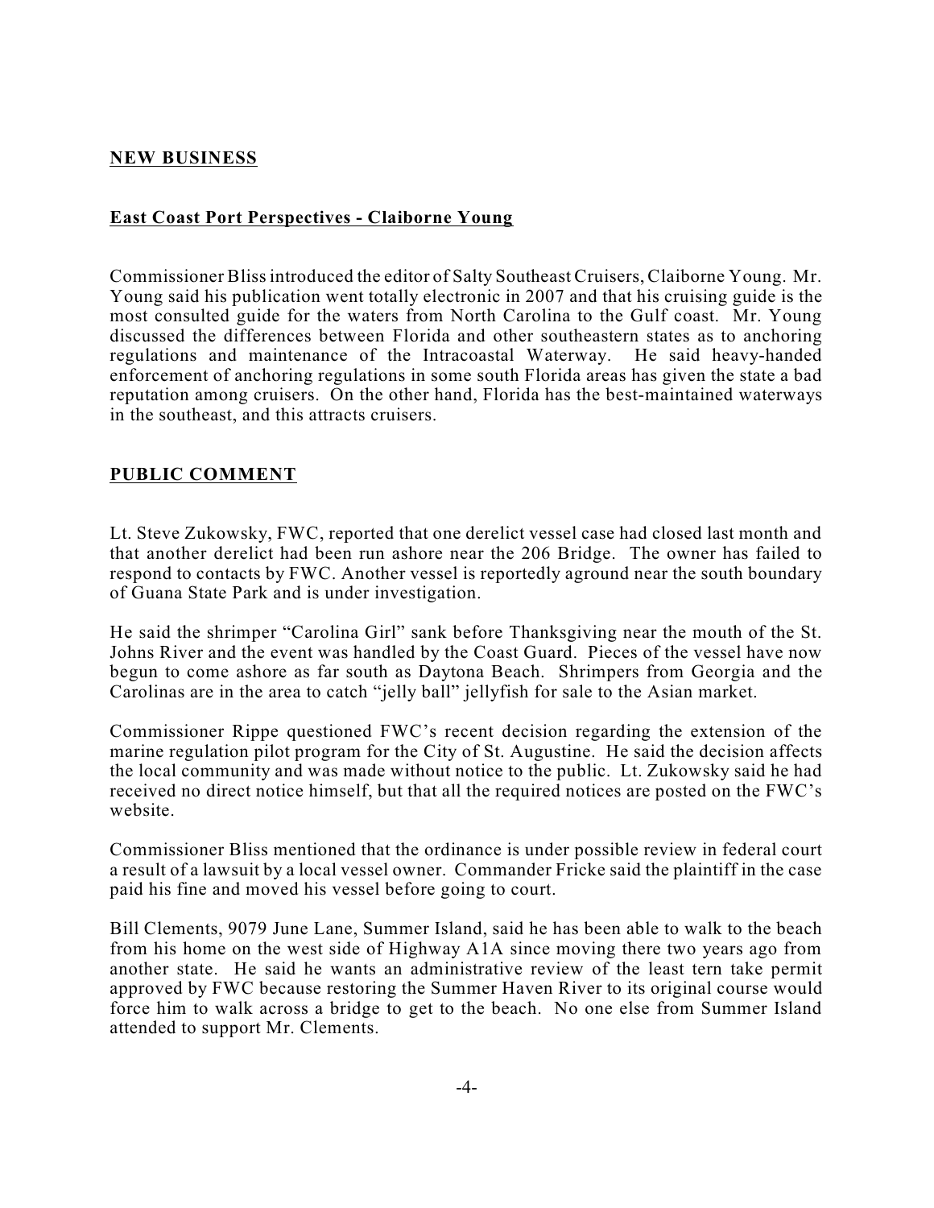## NEW BUSINESS

### East Coast Port Perspectives - Claiborne Young

Commissioner Bliss introduced the editor of Salty Southeast Cruisers, Claiborne Young. Mr. Young said his publication went totally electronic in 2007 and that his cruising guide is the most consulted guide for the waters from North Carolina to the Gulf coast. Mr. Young discussed the differences between Florida and other southeastern states as to anchoring regulations and maintenance of the Intracoastal Waterway. He said heavy-handed enforcement of anchoring regulations in some south Florida areas has given the state a bad reputation among cruisers. On the other hand, Florida has the best-maintained waterways in the southeast, and this attracts cruisers.

## PUBLIC COMMENT

Lt. Steve Zukowsky, FWC, reported that one derelict vessel case had closed last month and that another derelict had been run ashore near the 206 Bridge. The owner has failed to respond to contacts by FWC. Another vessel is reportedly aground near the south boundary of Guana State Park and is under investigation.

He said the shrimper "Carolina Girl" sank before Thanksgiving near the mouth of the St. Johns River and the event was handled by the Coast Guard. Pieces of the vessel have now begun to come ashore as far south as Daytona Beach. Shrimpers from Georgia and the Carolinas are in the area to catch "jelly ball" jellyfish for sale to the Asian market.

Commissioner Rippe questioned FWC's recent decision regarding the extension of the marine regulation pilot program for the City of St. Augustine. He said the decision affects the local community and was made without notice to the public. Lt. Zukowsky said he had received no direct notice himself, but that all the required notices are posted on the FWC's website.

Commissioner Bliss mentioned that the ordinance is under possible review in federal court a result of a lawsuit by a local vessel owner. Commander Fricke said the plaintiff in the case paid his fine and moved his vessel before going to court.

Bill Clements, 9079 June Lane, Summer Island, said he has been able to walk to the beach from his home on the west side of Highway A1A since moving there two years ago from another state. He said he wants an administrative review of the least tern take permit approved by FWC because restoring the Summer Haven River to its original course would force him to walk across a bridge to get to the beach. No one else from Summer Island attended to support Mr. Clements.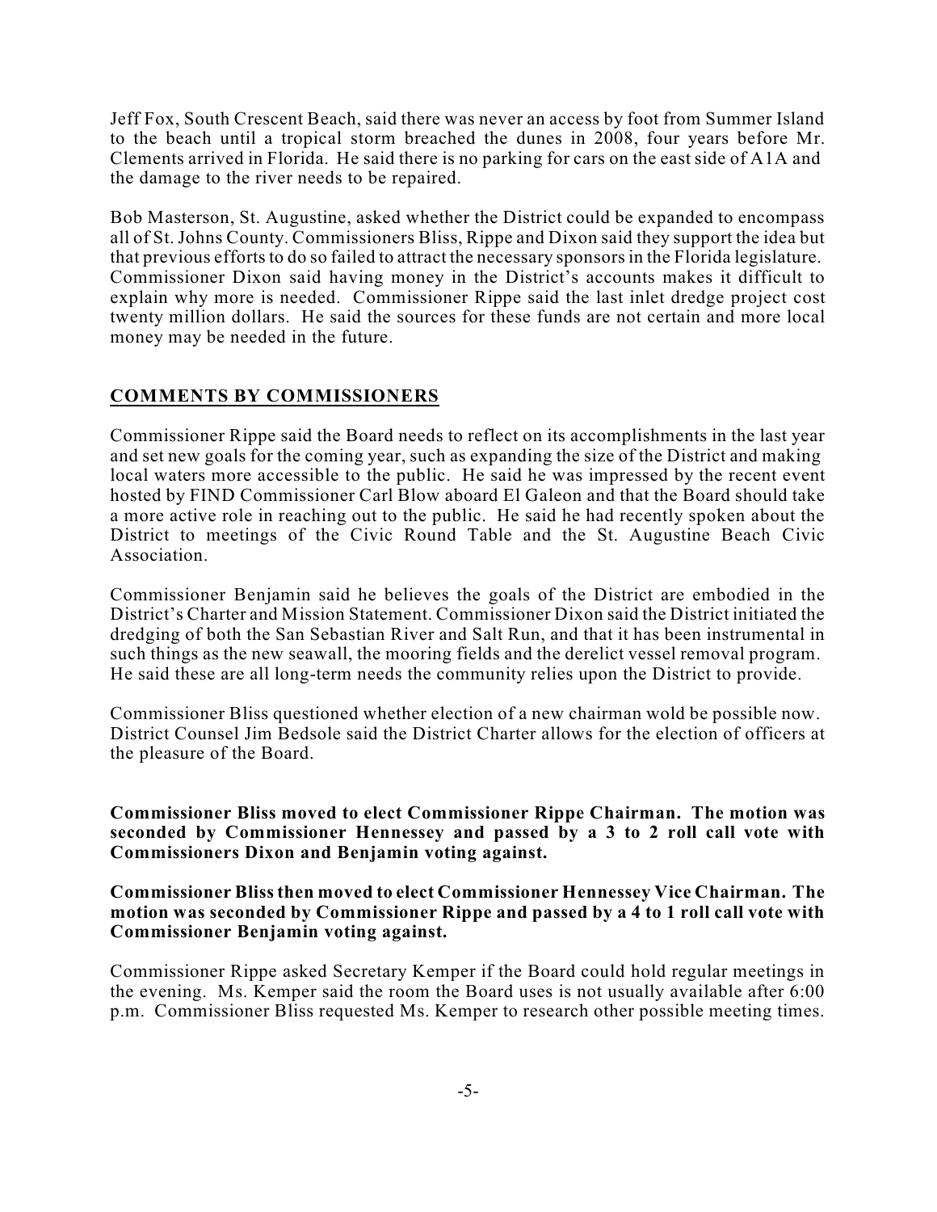Jeff Fox, South Crescent Beach, said there was never an access by foot from Summer Island to the beach until a tropical storm breached the dunes in 2008, four years before Mr. Clements arrived in Florida. He said there is no parking for cars on the east side of A1A and the damage to the river needs to be repaired.

Bob Masterson, St. Augustine, asked whether the District could be expanded to encompass all of St. Johns County. Commissioners Bliss, Rippe and Dixon said they support the idea but that previous efforts to do so failed to attract the necessary sponsors in the Florida legislature. Commissioner Dixon said having money in the District's accounts makes it difficult to explain why more is needed. Commissioner Rippe said the last inlet dredge project cost twenty million dollars. He said the sources for these funds are not certain and more local money may be needed in the future.

## COMMENTS BY COMMISSIONERS

Commissioner Rippe said the Board needs to reflect on its accomplishments in the last year and set new goals for the coming year, such as expanding the size of the District and making local waters more accessible to the public. He said he was impressed by the recent event hosted by FIND Commissioner Carl Blow aboard El Galeon and that the Board should take a more active role in reaching out to the public. He said he had recently spoken about the District to meetings of the Civic Round Table and the St. Augustine Beach Civic Association.

Commissioner Benjamin said he believes the goals of the District are embodied in the District's Charter and Mission Statement. Commissioner Dixon said the District initiated the dredging of both the San Sebastian River and Salt Run, and that it has been instrumental in such things as the new seawall, the mooring fields and the derelict vessel removal program. He said these are all long-term needs the community relies upon the District to provide.

Commissioner Bliss questioned whether election of a new chairman wold be possible now. District Counsel Jim Bedsole said the District Charter allows for the election of officers at the pleasure of the Board.

**Commissioner Bliss moved to elect Commissioner Rippe Chairman. The motion was seconded by Commissioner Hennessey and passed by a 3 to 2 roll call vote with Commissioners Dixon and Benjamin voting against.**

**Commissioner Bliss then moved to elect Commissioner Hennessey Vice Chairman. The motion was seconded by Commissioner Rippe and passed by a 4 to 1 roll call vote with Commissioner Benjamin voting against.**

Commissioner Rippe asked Secretary Kemper if the Board could hold regular meetings in the evening. Ms. Kemper said the room the Board uses is not usually available after 6:00 p.m. Commissioner Bliss requested Ms. Kemper to research other possible meeting times.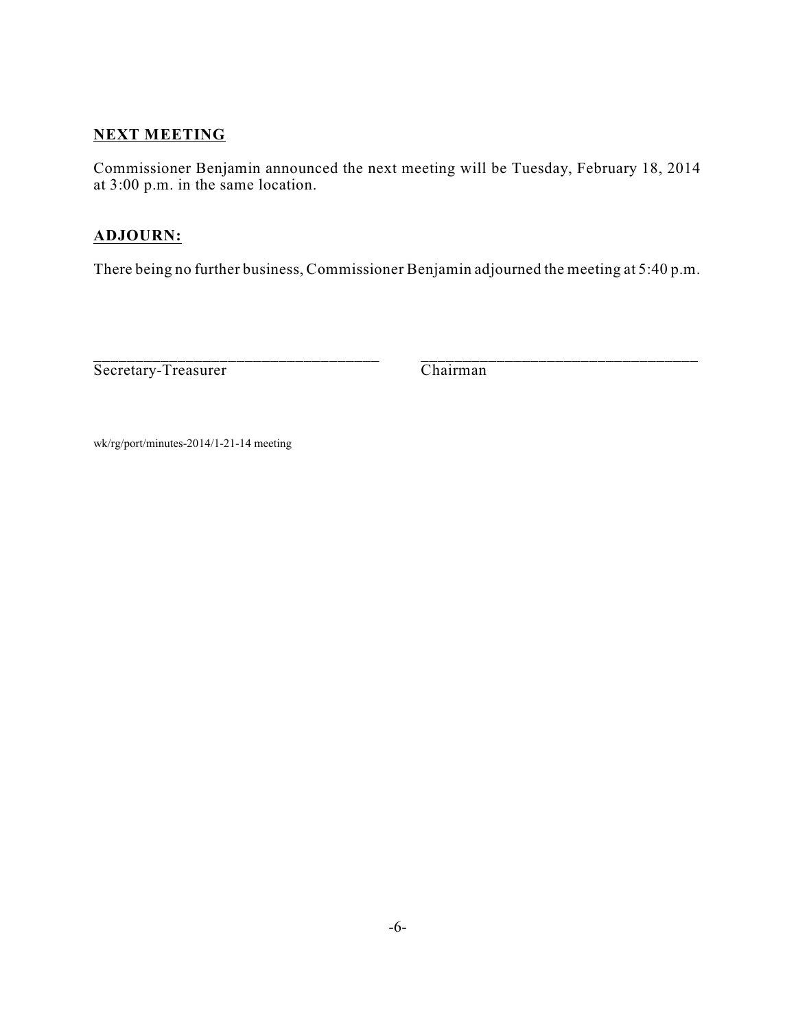## NEXT MEETING

Commissioner Benjamin announced the next meeting will be Tuesday, February 18, 2014 at 3:00 p.m. in the same location.

## ADJOURN:

There being no further business, Commissioner Benjamin adjourned the meeting at 5:40 p.m.

\_\_\_\_\_\_\_\_\_\_\_\_\_\_\_\_\_\_\_\_\_\_\_\_\_\_\_\_\_\_\_\_\_\_\_\_ \_\_\_\_\_\_\_\_\_\_\_\_\_\_\_\_\_\_\_\_\_\_\_\_\_\_\_\_\_\_\_\_\_\_\_\_

Secretary-Treasurer Chairman

wk/rg/port/minutes-2014/1-21-14 meeting